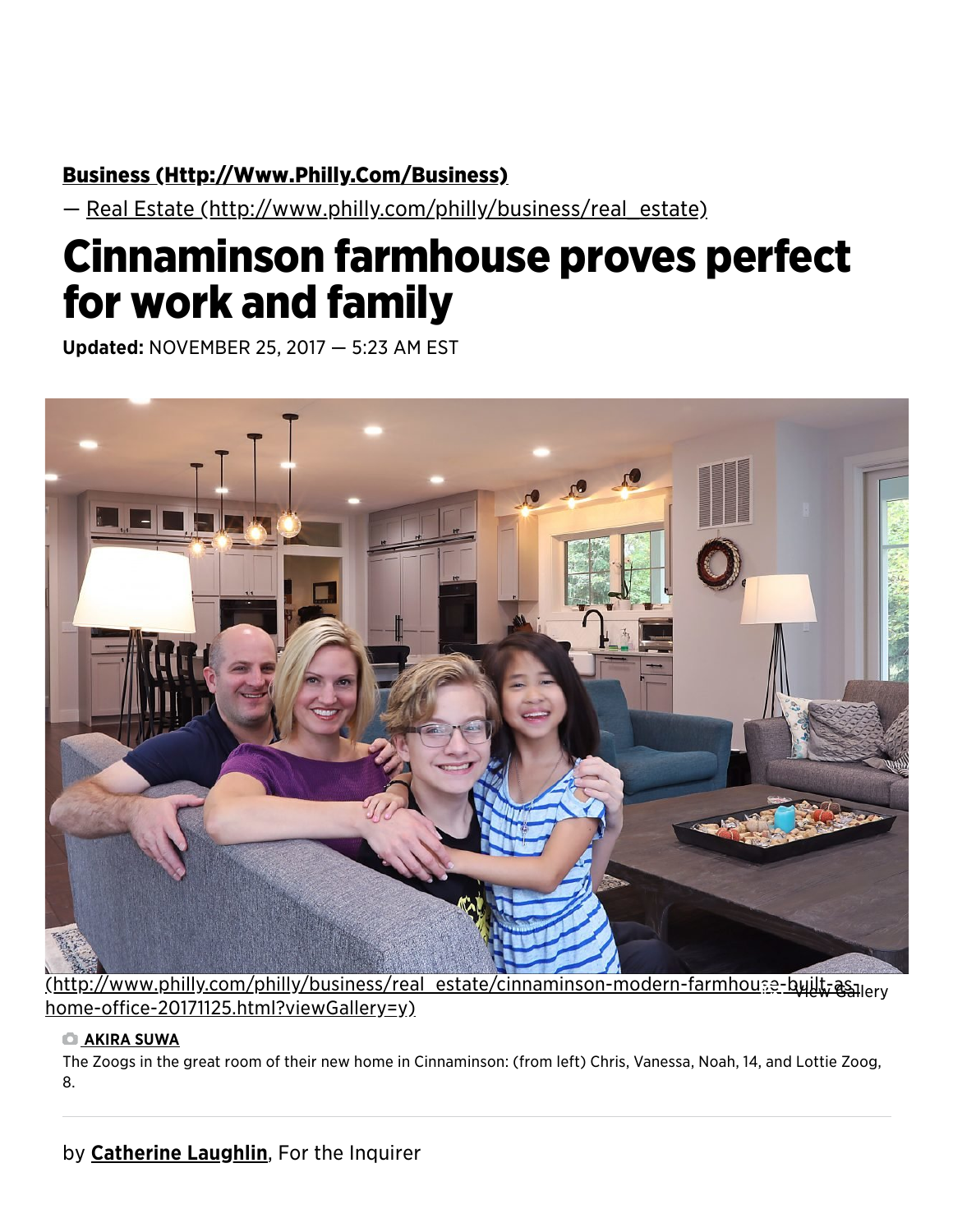**Business (Http://Www.Philly.Com/Business)**

— Real Estate (http://www.philly.com/philly/business/real_estate)

# Cinnaminson farmhouse proves perfect for work and family

**Updated:** NOVEMBER 25, 2017 — 5:23 AM EST

(http://www.philly.com/philly/business/real_estate/cinnaminson-modern-farmhouse-built-as-home-office-20171125.html?viewGallery=y) View Gallery

**AKIRA SUWA**

The Zoogs in the great room of their new home in Cinnaminson: (from left) Chris, Vanessa, Noah, 14, and Lottie Zoog, 8.

by **Catherine Laughlin**, For the Inquirer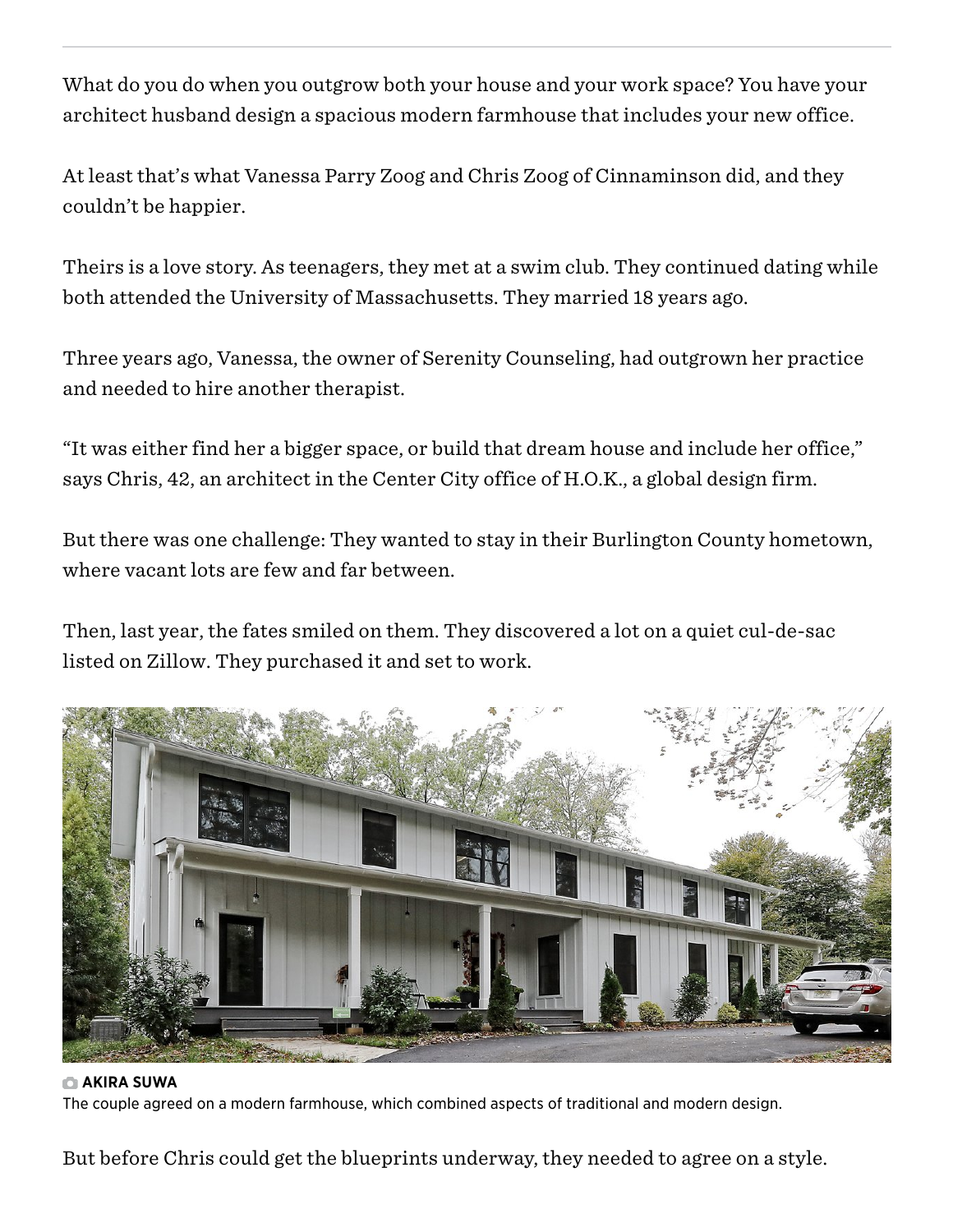What do you do when you outgrow both your house and your work space? You have your architect husband design a spacious modern farmhouse that includes your new office.

At least that's what Vanessa Parry Zoog and Chris Zoog of Cinnaminson did, and they couldn't be happier.

Theirs is a love story. As teenagers, they met at a swim club. They continued dating while both attended the University of Massachusetts. They married 18 years ago.

Three years ago, Vanessa, the owner of Serenity Counseling, had outgrown her practice and needed to hire another therapist.

"It was either find her a bigger space, or build that dream house and include her office," says Chris, 42, an architect in the Center City office of H.O.K., a global design firm.

But there was one challenge: They wanted to stay in their Burlington County hometown, where vacant lots are few and far between.

Then, last year, the fates smiled on them. They discovered a lot on a quiet cul-de-sac listed on Zillow. They purchased it and set to work.

AKIRA SUWA
The couple agreed on a modern farmhouse, which combined aspects of traditional and modern design.

But before Chris could get the blueprints underway, they needed to agree on a style.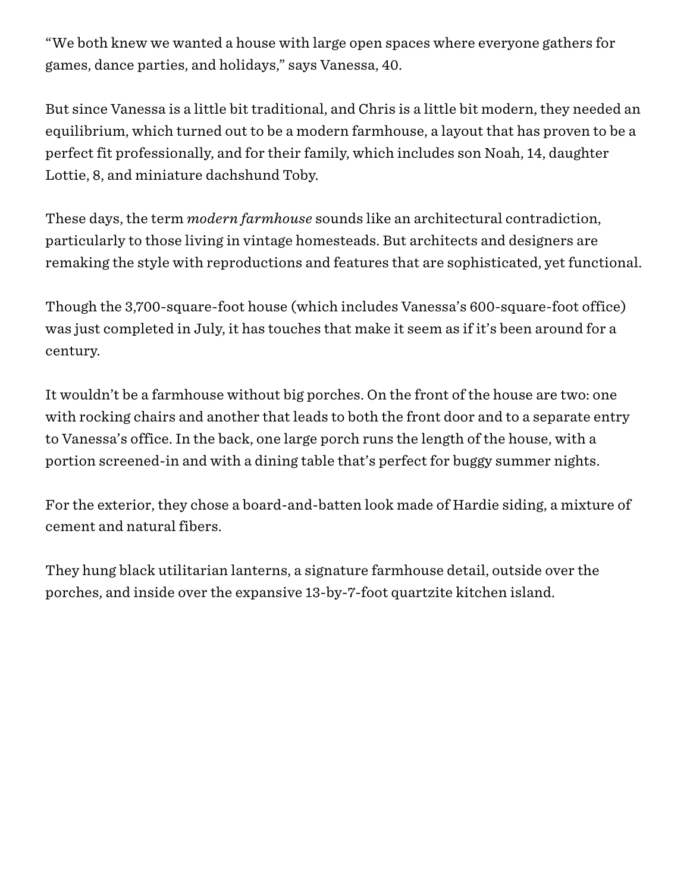"We both knew we wanted a house with large open spaces where everyone gathers for games, dance parties, and holidays," says Vanessa, 40.

But since Vanessa is a little bit traditional, and Chris is a little bit modern, they needed an equilibrium, which turned out to be a modern farmhouse, a layout that has proven to be a perfect fit professionally, and for their family, which includes son Noah, 14, daughter Lottie, 8, and miniature dachshund Toby.

These days, the term *modern farmhouse* sounds like an architectural contradiction, particularly to those living in vintage homesteads. But architects and designers are remaking the style with reproductions and features that are sophisticated, yet functional.

Though the 3,700-square-foot house (which includes Vanessa's 600-square-foot office) was just completed in July, it has touches that make it seem as if it's been around for a century.

It wouldn't be a farmhouse without big porches. On the front of the house are two: one with rocking chairs and another that leads to both the front door and to a separate entry to Vanessa's office. In the back, one large porch runs the length of the house, with a portion screened-in and with a dining table that's perfect for buggy summer nights.

For the exterior, they chose a board-and-batten look made of Hardie siding, a mixture of cement and natural fibers.

They hung black utilitarian lanterns, a signature farmhouse detail, outside over the porches, and inside over the expansive 13-by-7-foot quartzite kitchen island.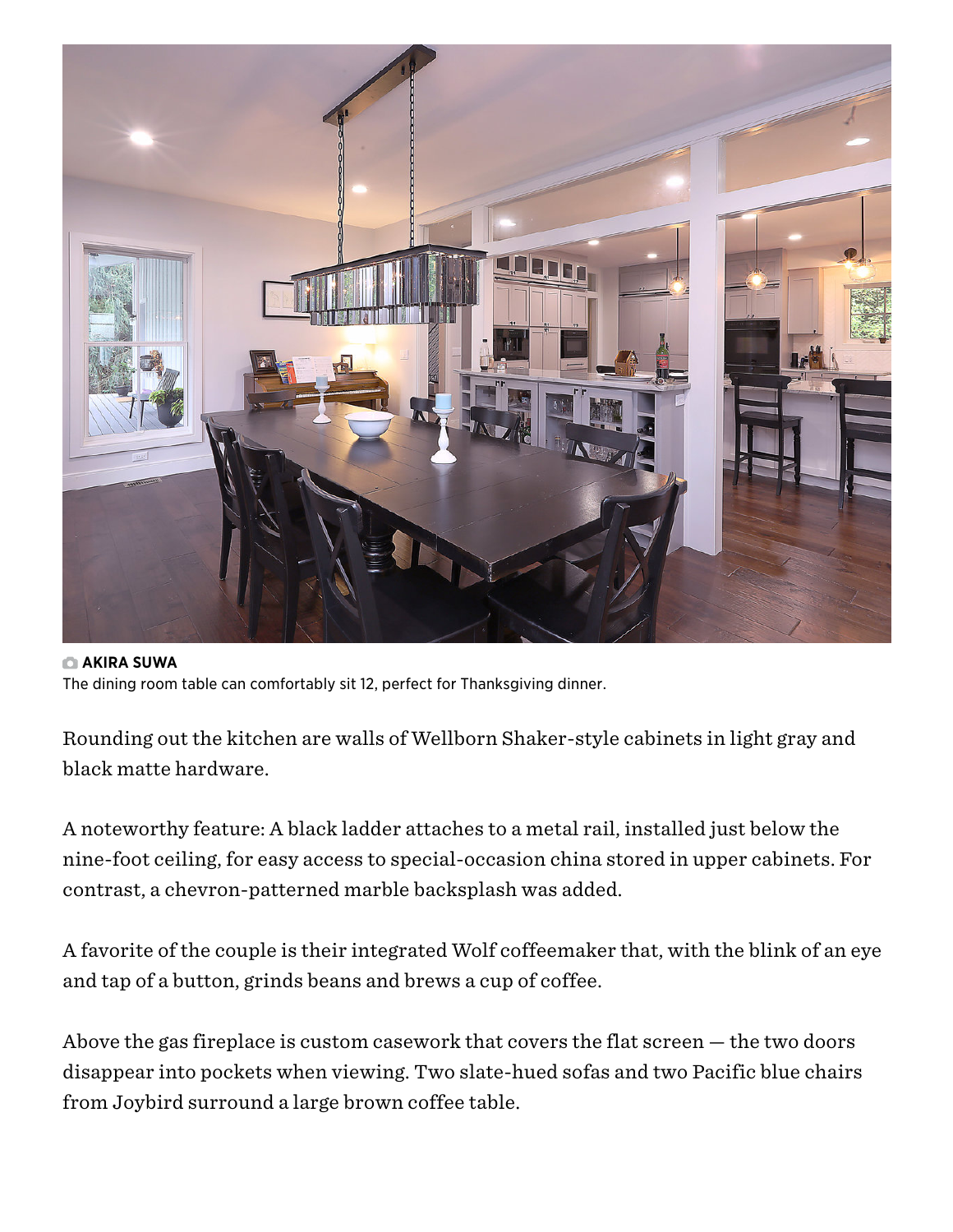AKIRA SUWA

The dining room table can comfortably sit 12, perfect for Thanksgiving dinner.

Rounding out the kitchen are walls of Wellborn Shaker-style cabinets in light gray and black matte hardware.

A noteworthy feature: A black ladder attaches to a metal rail, installed just below the nine-foot ceiling, for easy access to special-occasion china stored in upper cabinets. For contrast, a chevron-patterned marble backsplash was added.

A favorite of the couple is their integrated Wolf coffeemaker that, with the blink of an eye and tap of a button, grinds beans and brews a cup of coffee.

Above the gas fireplace is custom casework that covers the flat screen — the two doors disappear into pockets when viewing. Two slate-hued sofas and two Pacific blue chairs from Joybird surround a large brown coffee table.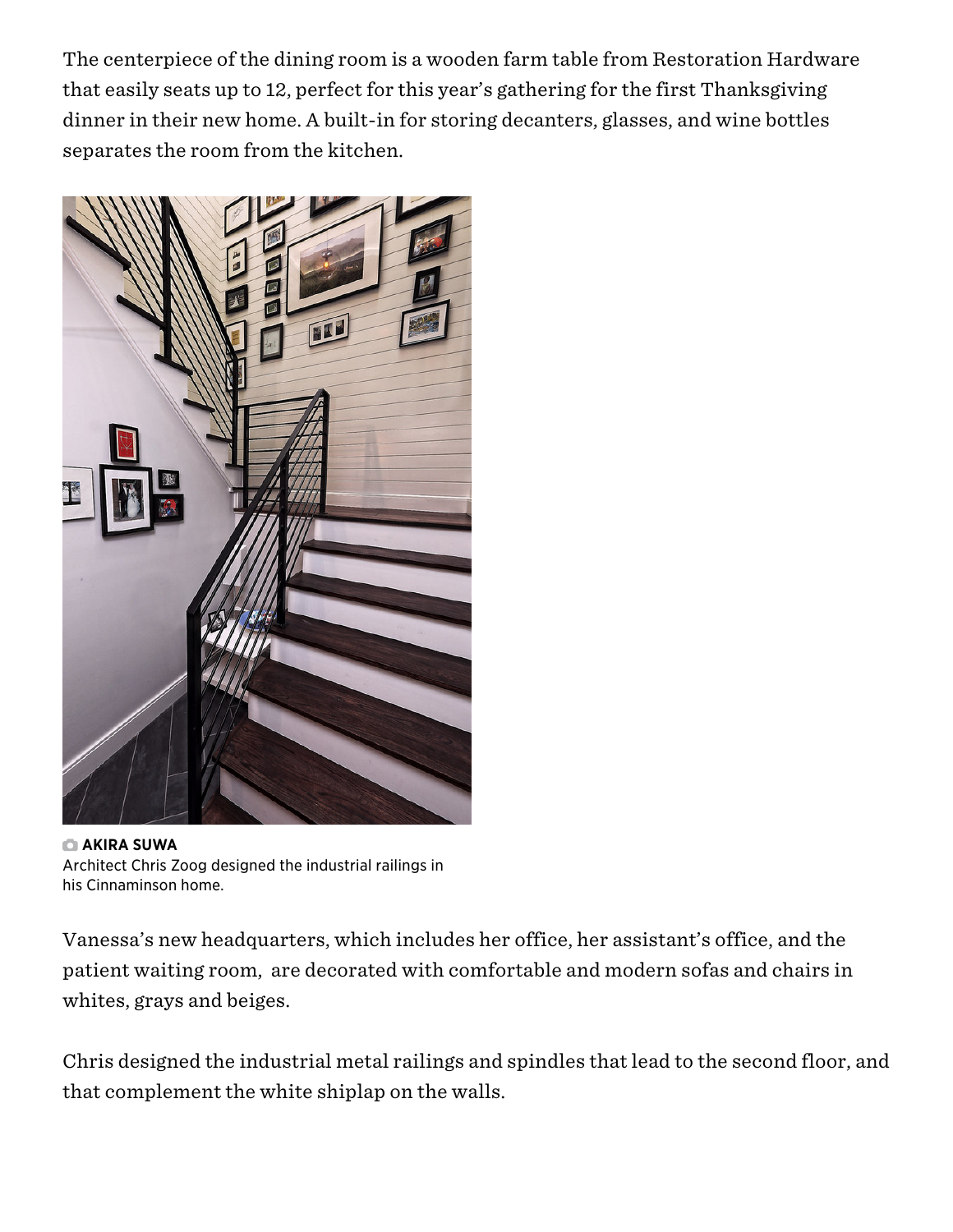The centerpiece of the dining room is a wooden farm table from Restoration Hardware that easily seats up to 12, perfect for this year's gathering for the first Thanksgiving dinner in their new home. A built-in for storing decanters, glasses, and wine bottles separates the room from the kitchen.

**AKIRA SUWA**
Architect Chris Zoog designed the industrial railings in his Cinnaminson home.

Vanessa's new headquarters, which includes her office, her assistant's office, and the patient waiting room, are decorated with comfortable and modern sofas and chairs in whites, grays and beiges.

Chris designed the industrial metal railings and spindles that lead to the second floor, and that complement the white shiplap on the walls.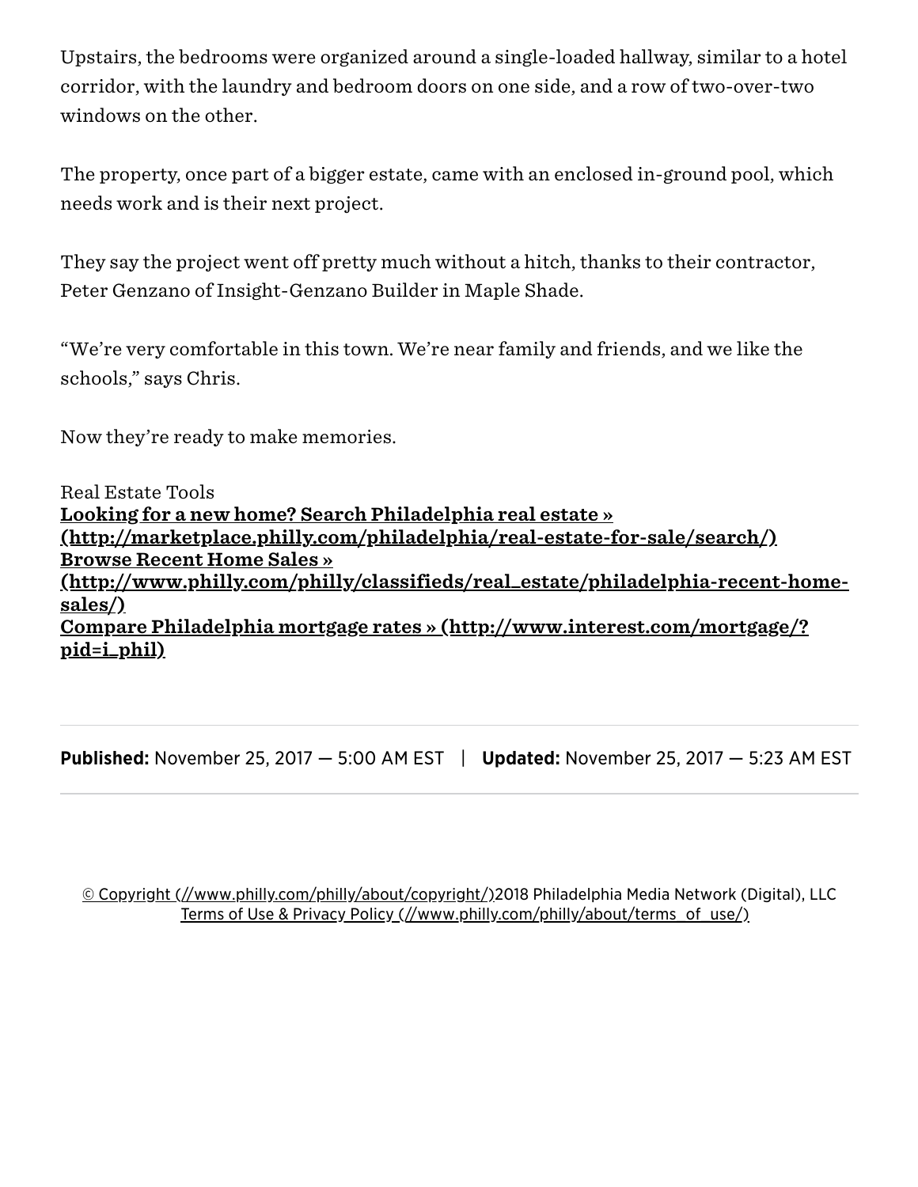Upstairs, the bedrooms were organized around a single-loaded hallway, similar to a hotel corridor, with the laundry and bedroom doors on one side, and a row of two-over-two windows on the other.

The property, once part of a bigger estate, came with an enclosed in-ground pool, which needs work and is their next project.

They say the project went off pretty much without a hitch, thanks to their contractor, Peter Genzano of Insight-Genzano Builder in Maple Shade.

“We’re very comfortable in this town. We’re near family and friends, and we like the schools,” says Chris.

Now they’re ready to make memories.

Real Estate Tools

**Looking for a new home? Search Philadelphia real estate » (http://marketplace.philly.com/philadelphia/real-estate-for-sale/search/)**
**Browse Recent Home Sales » (http://www.philly.com/philly/classifieds/real_estate/philadelphia-recent-home-sales/)**
**Compare Philadelphia mortgage rates » (http://www.interest.com/mortgage/?pid=i_phil)**

---

**Published:** November 25, 2017 — 5:00 AM EST | **Updated:** November 25, 2017 — 5:23 AM EST

---

© Copyright (//www.philly.com/philly/about/copyright/)2018 Philadelphia Media Network (Digital), LLC
Terms of Use & Privacy Policy (//www.philly.com/philly/about/terms_of_use/)